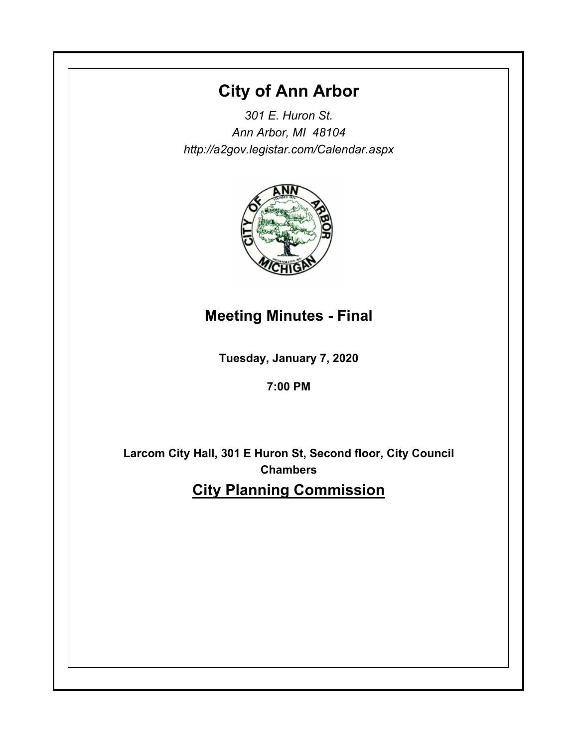# City of Ann Arbor

*301 E. Huron St.*
*Ann Arbor, MI 48104*
*http://a2gov.legistar.com/Calendar.aspx*

## Meeting Minutes - Final

**Tuesday, January 7, 2020**

**7:00 PM**

**Larcom City Hall, 301 E Huron St, Second floor, City Council Chambers**

## City Planning Commission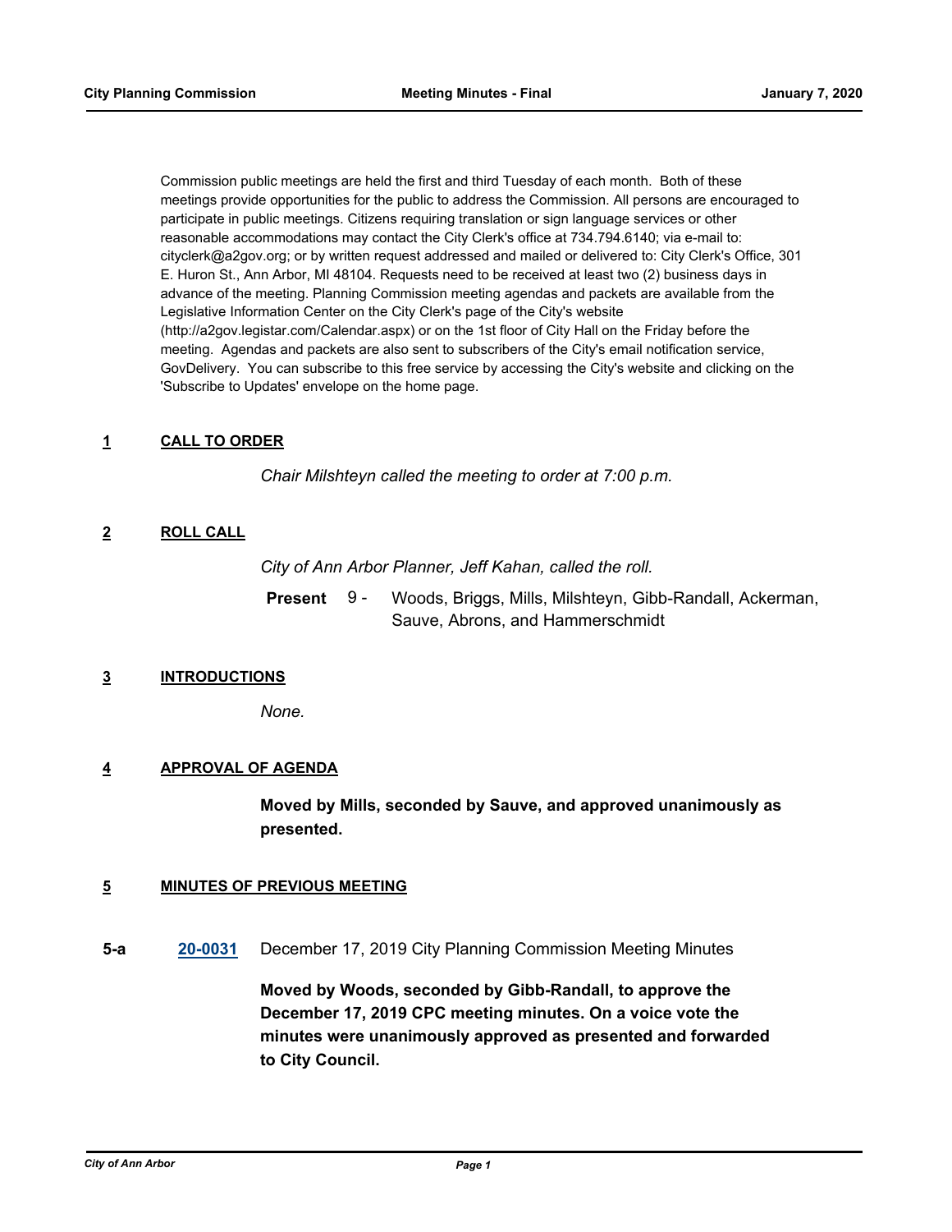Commission public meetings are held the first and third Tuesday of each month. Both of these meetings provide opportunities for the public to address the Commission. All persons are encouraged to participate in public meetings. Citizens requiring translation or sign language services or other reasonable accommodations may contact the City Clerk's office at 734.794.6140; via e-mail to: cityclerk@a2gov.org; or by written request addressed and mailed or delivered to: City Clerk's Office, 301 E. Huron St., Ann Arbor, MI 48104. Requests need to be received at least two (2) business days in advance of the meeting. Planning Commission meeting agendas and packets are available from the Legislative Information Center on the City Clerk's page of the City's website (http://a2gov.legistar.com/Calendar.aspx) or on the 1st floor of City Hall on the Friday before the meeting. Agendas and packets are also sent to subscribers of the City's email notification service, GovDelivery. You can subscribe to this free service by accessing the City's website and clicking on the 'Subscribe to Updates' envelope on the home page.

## 1 CALL TO ORDER

*Chair Milshteyn called the meeting to order at 7:00 p.m.*

## 2 ROLL CALL

*City of Ann Arbor Planner, Jeff Kahan, called the roll.*

**Present** 9 - Woods, Briggs, Mills, Milshteyn, Gibb-Randall, Ackerman, Sauve, Abrons, and Hammerschmidt

## 3 INTRODUCTIONS

*None.*

## 4 APPROVAL OF AGENDA

**Moved by Mills, seconded by Sauve, and approved unanimously as presented.**

## 5 MINUTES OF PREVIOUS MEETING

**5-a** 20-0031 December 17, 2019 City Planning Commission Meeting Minutes

**Moved by Woods, seconded by Gibb-Randall, to approve the December 17, 2019 CPC meeting minutes. On a voice vote the minutes were unanimously approved as presented and forwarded to City Council.**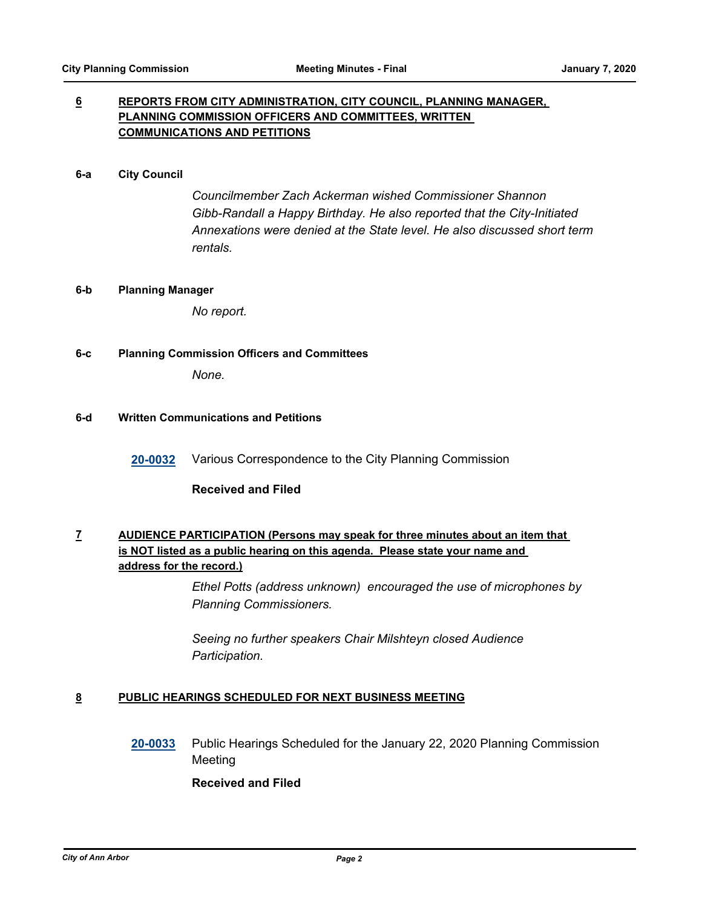## 6 REPORTS FROM CITY ADMINISTRATION, CITY COUNCIL, PLANNING MANAGER, PLANNING COMMISSION OFFICERS AND COMMITTEES, WRITTEN COMMUNICATIONS AND PETITIONS

### 6-a City Council

*Councilmember Zach Ackerman wished Commissioner Shannon Gibb-Randall a Happy Birthday. He also reported that the City-Initiated Annexations were denied at the State level. He also discussed short term rentals.*

### 6-b Planning Manager

*No report.*

### 6-c Planning Commission Officers and Committees

*None.*

### 6-d Written Communications and Petitions

**20-0032** Various Correspondence to the City Planning Commission

**Received and Filed**

## 7 AUDIENCE PARTICIPATION (Persons may speak for three minutes about an item that is NOT listed as a public hearing on this agenda. Please state your name and address for the record.)

*Ethel Potts (address unknown) encouraged the use of microphones by Planning Commissioners.*

*Seeing no further speakers Chair Milshteyn closed Audience Participation.*

## 8 PUBLIC HEARINGS SCHEDULED FOR NEXT BUSINESS MEETING

**20-0033** Public Hearings Scheduled for the January 22, 2020 Planning Commission Meeting

**Received and Filed**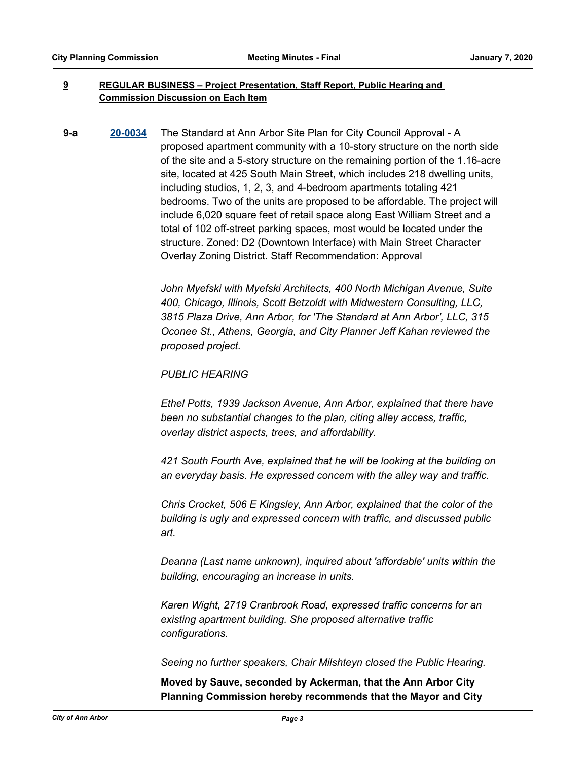## 9 REGULAR BUSINESS – Project Presentation, Staff Report, Public Hearing and Commission Discussion on Each Item

**9-a** **20-0034** The Standard at Ann Arbor Site Plan for City Council Approval - A proposed apartment community with a 10-story structure on the north side of the site and a 5-story structure on the remaining portion of the 1.16-acre site, located at 425 South Main Street, which includes 218 dwelling units, including studios, 1, 2, 3, and 4-bedroom apartments totaling 421 bedrooms. Two of the units are proposed to be affordable. The project will include 6,020 square feet of retail space along East William Street and a total of 102 off-street parking spaces, most would be located under the structure. Zoned: D2 (Downtown Interface) with Main Street Character Overlay Zoning District. Staff Recommendation: Approval

*John Myefski with Myefski Architects, 400 North Michigan Avenue, Suite 400, Chicago, Illinois, Scott Betzoldt with Midwestern Consulting, LLC, 3815 Plaza Drive, Ann Arbor, for 'The Standard at Ann Arbor', LLC, 315 Oconee St., Athens, Georgia, and City Planner Jeff Kahan reviewed the proposed project.*

*PUBLIC HEARING*

*Ethel Potts, 1939 Jackson Avenue, Ann Arbor, explained that there have been no substantial changes to the plan, citing alley access, traffic, overlay district aspects, trees, and affordability.*

*421 South Fourth Ave, explained that he will be looking at the building on an everyday basis. He expressed concern with the alley way and traffic.*

*Chris Crocket, 506 E Kingsley, Ann Arbor, explained that the color of the building is ugly and expressed concern with traffic, and discussed public art.*

*Deanna (Last name unknown), inquired about 'affordable' units within the building, encouraging an increase in units.*

*Karen Wight, 2719 Cranbrook Road, expressed traffic concerns for an existing apartment building. She proposed alternative traffic configurations.*

*Seeing no further speakers, Chair Milshteyn closed the Public Hearing.*

**Moved by Sauve, seconded by Ackerman, that the Ann Arbor City Planning Commission hereby recommends that the Mayor and City**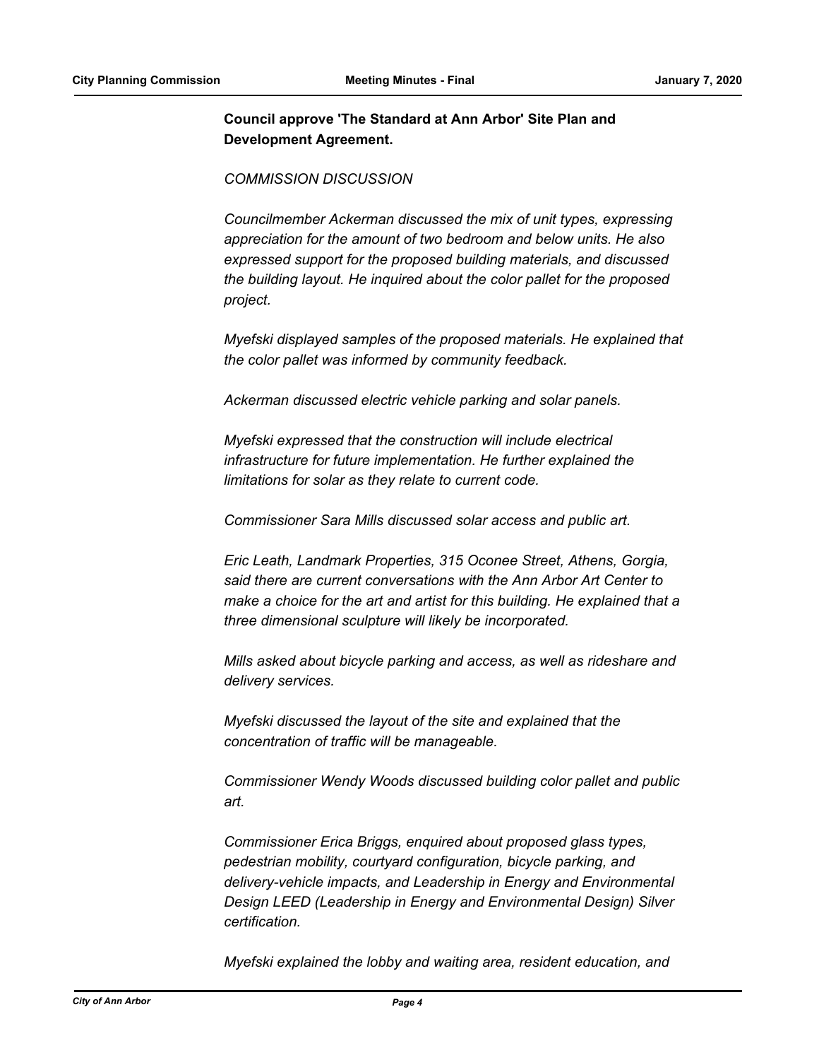**Council approve 'The Standard at Ann Arbor' Site Plan and Development Agreement.**

*COMMISSION DISCUSSION*

*Councilmember Ackerman discussed the mix of unit types, expressing appreciation for the amount of two bedroom and below units. He also expressed support for the proposed building materials, and discussed the building layout. He inquired about the color pallet for the proposed project.*

*Myefski displayed samples of the proposed materials. He explained that the color pallet was informed by community feedback.*

*Ackerman discussed electric vehicle parking and solar panels.*

*Myefski expressed that the construction will include electrical infrastructure for future implementation. He further explained the limitations for solar as they relate to current code.*

*Commissioner Sara Mills discussed solar access and public art.*

*Eric Leath, Landmark Properties, 315 Oconee Street, Athens, Gorgia, said there are current conversations with the Ann Arbor Art Center to make a choice for the art and artist for this building. He explained that a three dimensional sculpture will likely be incorporated.*

*Mills asked about bicycle parking and access, as well as rideshare and delivery services.*

*Myefski discussed the layout of the site and explained that the concentration of traffic will be manageable.*

*Commissioner Wendy Woods discussed building color pallet and public art.*

*Commissioner Erica Briggs, enquired about proposed glass types, pedestrian mobility, courtyard configuration, bicycle parking, and delivery-vehicle impacts, and Leadership in Energy and Environmental Design LEED (Leadership in Energy and Environmental Design) Silver certification.*

*Myefski explained the lobby and waiting area, resident education, and*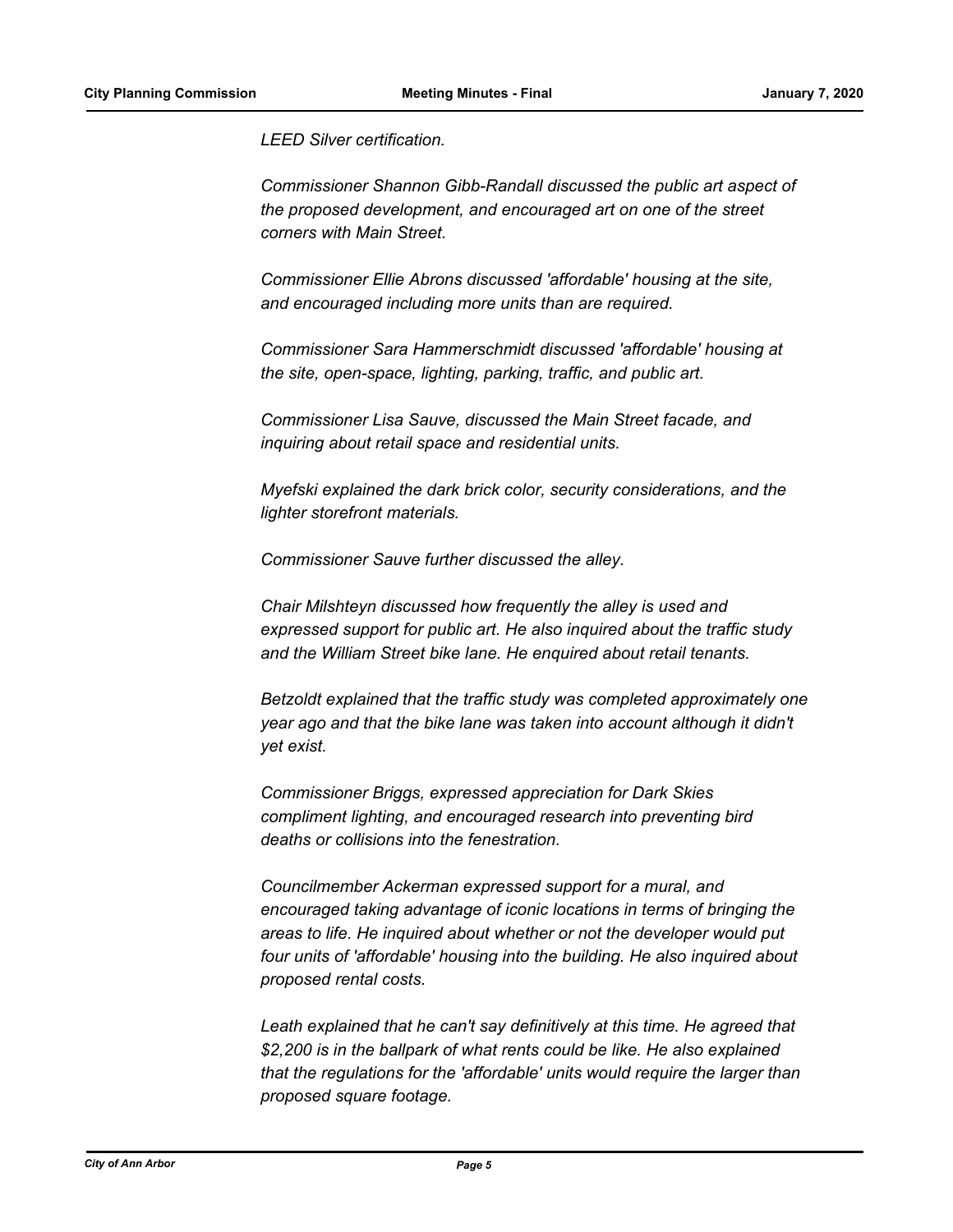*LEED Silver certification.*

*Commissioner Shannon Gibb-Randall discussed the public art aspect of the proposed development, and encouraged art on one of the street corners with Main Street.*

*Commissioner Ellie Abrons discussed 'affordable' housing at the site, and encouraged including more units than are required.*

*Commissioner Sara Hammerschmidt discussed 'affordable' housing at the site, open-space, lighting, parking, traffic, and public art.*

*Commissioner Lisa Sauve, discussed the Main Street facade, and inquiring about retail space and residential units.*

*Myefski explained the dark brick color, security considerations, and the lighter storefront materials.*

*Commissioner Sauve further discussed the alley.*

*Chair Milshteyn discussed how frequently the alley is used and expressed support for public art. He also inquired about the traffic study and the William Street bike lane. He enquired about retail tenants.*

*Betzoldt explained that the traffic study was completed approximately one year ago and that the bike lane was taken into account although it didn't yet exist.*

*Commissioner Briggs, expressed appreciation for Dark Skies compliment lighting, and encouraged research into preventing bird deaths or collisions into the fenestration.*

*Councilmember Ackerman expressed support for a mural, and encouraged taking advantage of iconic locations in terms of bringing the areas to life. He inquired about whether or not the developer would put four units of 'affordable' housing into the building. He also inquired about proposed rental costs.*

*Leath explained that he can't say definitively at this time. He agreed that $2,200 is in the ballpark of what rents could be like. He also explained that the regulations for the 'affordable' units would require the larger than proposed square footage.*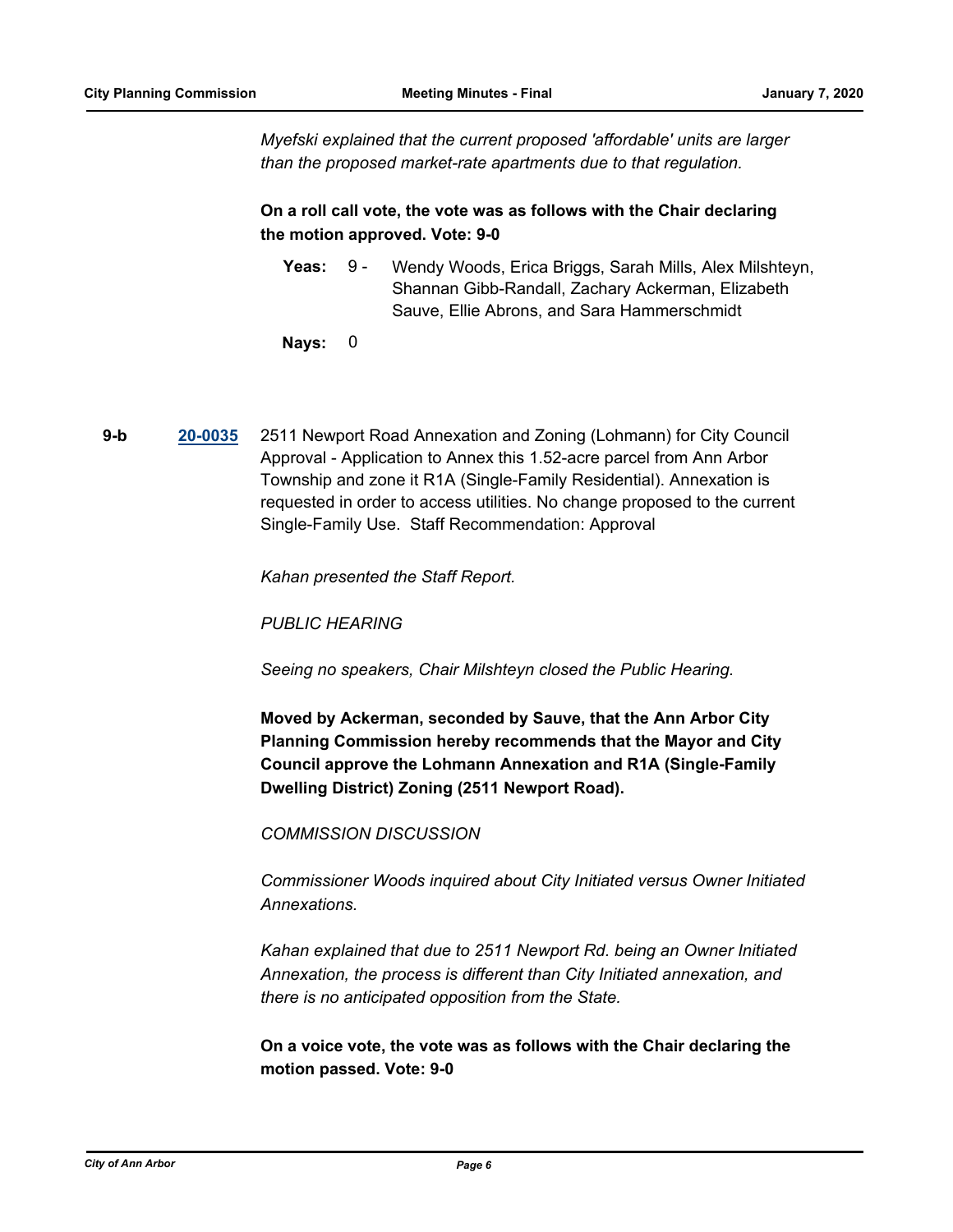*Myefski explained that the current proposed 'affordable' units are larger than the proposed market-rate apartments due to that regulation.*

**On a roll call vote, the vote was as follows with the Chair declaring the motion approved. Vote: 9-0**

**Yeas:** 9 - Wendy Woods, Erica Briggs, Sarah Mills, Alex Milshteyn, Shannan Gibb-Randall, Zachary Ackerman, Elizabeth Sauve, Ellie Abrons, and Sara Hammerschmidt

**Nays:** 0

**9-b** **20-0035** 2511 Newport Road Annexation and Zoning (Lohmann) for City Council Approval - Application to Annex this 1.52-acre parcel from Ann Arbor Township and zone it R1A (Single-Family Residential). Annexation is requested in order to access utilities. No change proposed to the current Single-Family Use. Staff Recommendation: Approval

*Kahan presented the Staff Report.*

*PUBLIC HEARING*

*Seeing no speakers, Chair Milshteyn closed the Public Hearing.*

**Moved by Ackerman, seconded by Sauve, that the Ann Arbor City Planning Commission hereby recommends that the Mayor and City Council approve the Lohmann Annexation and R1A (Single-Family Dwelling District) Zoning (2511 Newport Road).**

*COMMISSION DISCUSSION*

*Commissioner Woods inquired about City Initiated versus Owner Initiated Annexations.*

*Kahan explained that due to 2511 Newport Rd. being an Owner Initiated Annexation, the process is different than City Initiated annexation, and there is no anticipated opposition from the State.*

**On a voice vote, the vote was as follows with the Chair declaring the motion passed. Vote: 9-0**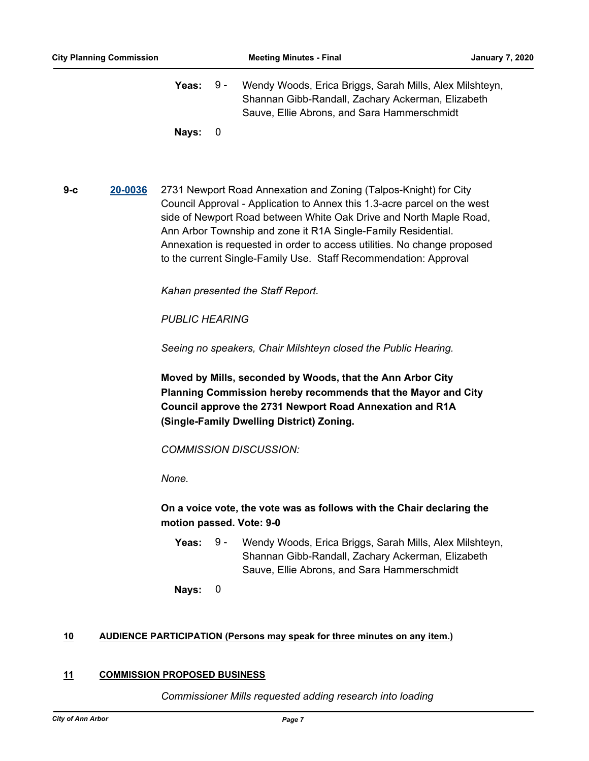**Yeas:** 9 - Wendy Woods, Erica Briggs, Sarah Mills, Alex Milshteyn, Shannan Gibb-Randall, Zachary Ackerman, Elizabeth Sauve, Ellie Abrons, and Sara Hammerschmidt

**Nays:** 0

**9-c** **20-0036** 2731 Newport Road Annexation and Zoning (Talpos-Knight) for City Council Approval - Application to Annex this 1.3-acre parcel on the west side of Newport Road between White Oak Drive and North Maple Road, Ann Arbor Township and zone it R1A Single-Family Residential. Annexation is requested in order to access utilities. No change proposed to the current Single-Family Use. Staff Recommendation: Approval

*Kahan presented the Staff Report.*

*PUBLIC HEARING*

*Seeing no speakers, Chair Milshteyn closed the Public Hearing.*

**Moved by Mills, seconded by Woods, that the Ann Arbor City Planning Commission hereby recommends that the Mayor and City Council approve the 2731 Newport Road Annexation and R1A (Single-Family Dwelling District) Zoning.**

*COMMISSION DISCUSSION:*

*None.*

**On a voice vote, the vote was as follows with the Chair declaring the motion passed. Vote: 9-0**

**Yeas:** 9 - Wendy Woods, Erica Briggs, Sarah Mills, Alex Milshteyn, Shannan Gibb-Randall, Zachary Ackerman, Elizabeth Sauve, Ellie Abrons, and Sara Hammerschmidt

**Nays:** 0

## 10 AUDIENCE PARTICIPATION (Persons may speak for three minutes on any item.)

## 11 COMMISSION PROPOSED BUSINESS

*Commissioner Mills requested adding research into loading*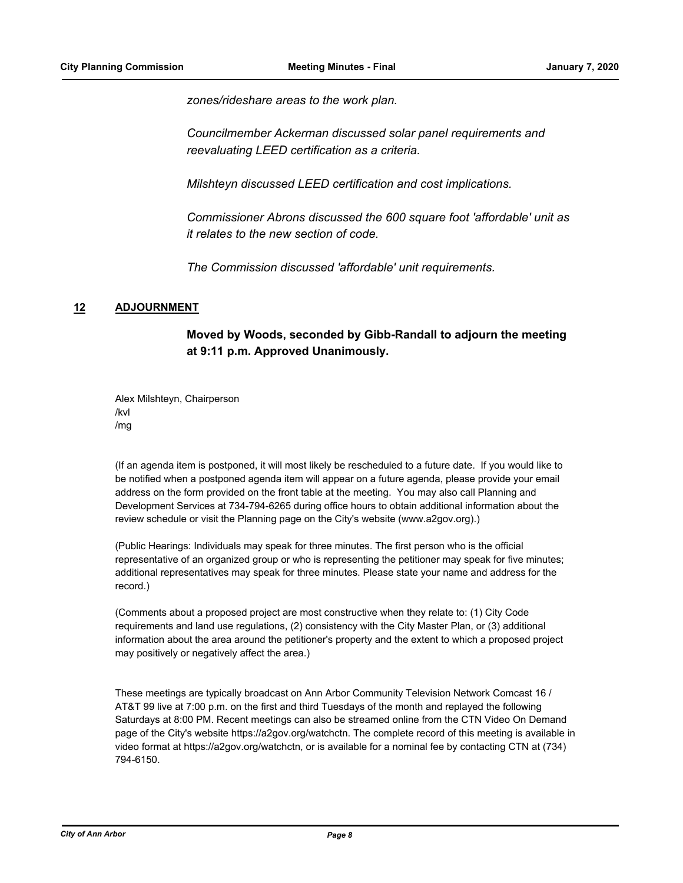*zones/rideshare areas to the work plan.*

*Councilmember Ackerman discussed solar panel requirements and reevaluating LEED certification as a criteria.*

*Milshteyn discussed LEED certification and cost implications.*

*Commissioner Abrons discussed the 600 square foot 'affordable' unit as it relates to the new section of code.*

*The Commission discussed 'affordable' unit requirements.*

## 12 ADJOURNMENT

**Moved by Woods, seconded by Gibb-Randall to adjourn the meeting at 9:11 p.m. Approved Unanimously.**

Alex Milshteyn, Chairperson
/kvl
/mg

(If an agenda item is postponed, it will most likely be rescheduled to a future date. If you would like to be notified when a postponed agenda item will appear on a future agenda, please provide your email address on the form provided on the front table at the meeting. You may also call Planning and Development Services at 734-794-6265 during office hours to obtain additional information about the review schedule or visit the Planning page on the City's website (www.a2gov.org).)

(Public Hearings: Individuals may speak for three minutes. The first person who is the official representative of an organized group or who is representing the petitioner may speak for five minutes; additional representatives may speak for three minutes. Please state your name and address for the record.)

(Comments about a proposed project are most constructive when they relate to: (1) City Code requirements and land use regulations, (2) consistency with the City Master Plan, or (3) additional information about the area around the petitioner's property and the extent to which a proposed project may positively or negatively affect the area.)

These meetings are typically broadcast on Ann Arbor Community Television Network Comcast 16 / AT&T 99 live at 7:00 p.m. on the first and third Tuesdays of the month and replayed the following Saturdays at 8:00 PM. Recent meetings can also be streamed online from the CTN Video On Demand page of the City's website https://a2gov.org/watchctn. The complete record of this meeting is available in video format at https://a2gov.org/watchctn, or is available for a nominal fee by contacting CTN at (734) 794-6150.